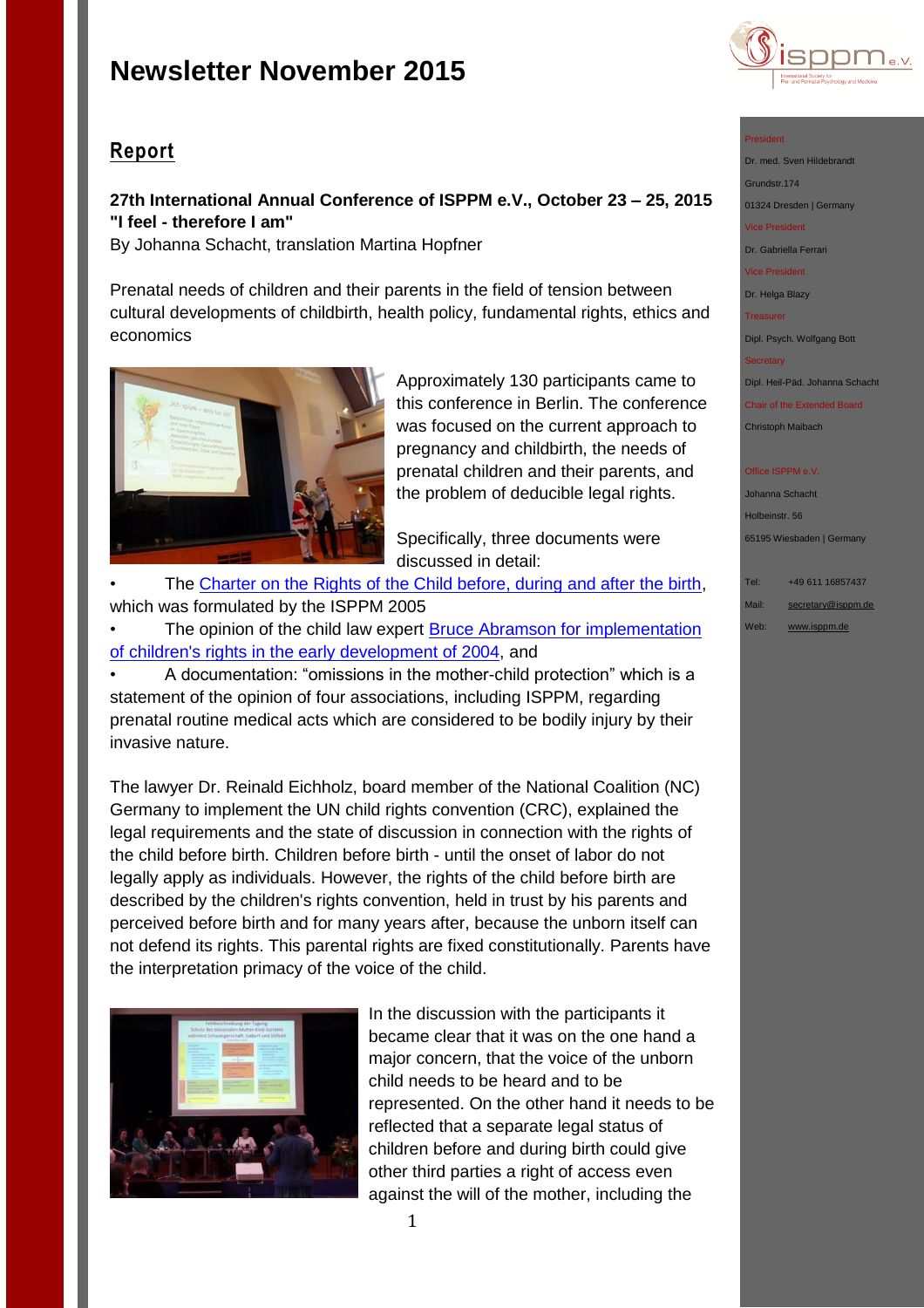# Newsletter November 2015

## Report

**27th International Annual Conference of ISPPM e.V., October 23 – 25, 2015**
**"I feel - therefore I am"**
By Johanna Schacht, translation Martina Hopfner

Prenatal needs of children and their parents in the field of tension between cultural developments of childbirth, health policy, fundamental rights, ethics and economics

Approximately 130 participants came to this conference in Berlin. The conference was focused on the current approach to pregnancy and childbirth, the needs of prenatal children and their parents, and the problem of deducible legal rights.

Specifically, three documents were discussed in detail:

- The Charter on the Rights of the Child before, during and after the birth, which was formulated by the ISPPM 2005
- The opinion of the child law expert Bruce Abramson for implementation of children's rights in the early development of 2004, and
- A documentation: "omissions in the mother-child protection" which is a statement of the opinion of four associations, including ISPPM, regarding prenatal routine medical acts which are considered to be bodily injury by their invasive nature.

The lawyer Dr. Reinald Eichholz, board member of the National Coalition (NC) Germany to implement the UN child rights convention (CRC), explained the legal requirements and the state of discussion in connection with the rights of the child before birth. Children before birth - until the onset of labor do not legally apply as individuals. However, the rights of the child before birth are described by the children's rights convention, held in trust by his parents and perceived before birth and for many years after, because the unborn itself can not defend its rights. This parental rights are fixed constitutionally. Parents have the interpretation primacy of the voice of the child.

In the discussion with the participants it became clear that it was on the one hand a major concern, that the voice of the unborn child needs to be heard and to be represented. On the other hand it needs to be reflected that a separate legal status of children before and during birth could give other third parties a right of access even against the will of the mother, including the

President
Dr. med. Sven Hildebrandt
Grundstr.174
01324 Dresden | Germany
Vice President
Dr. Gabriella Ferrari
Vice President
Dr. Helga Blazy
Treasurer
Dipl. Psych. Wolfgang Bott
Secretary
Dipl. Heil-Päd. Johanna Schacht
Chair of the Extended Board
Christoph Maibach

Office ISPPM e.V.
Johanna Schacht
Holbeinstr. 56
65195 Wiesbaden | Germany

Tel: +49 611 16857437
Mail: secretary@isppm.de
Web: www.isppm.de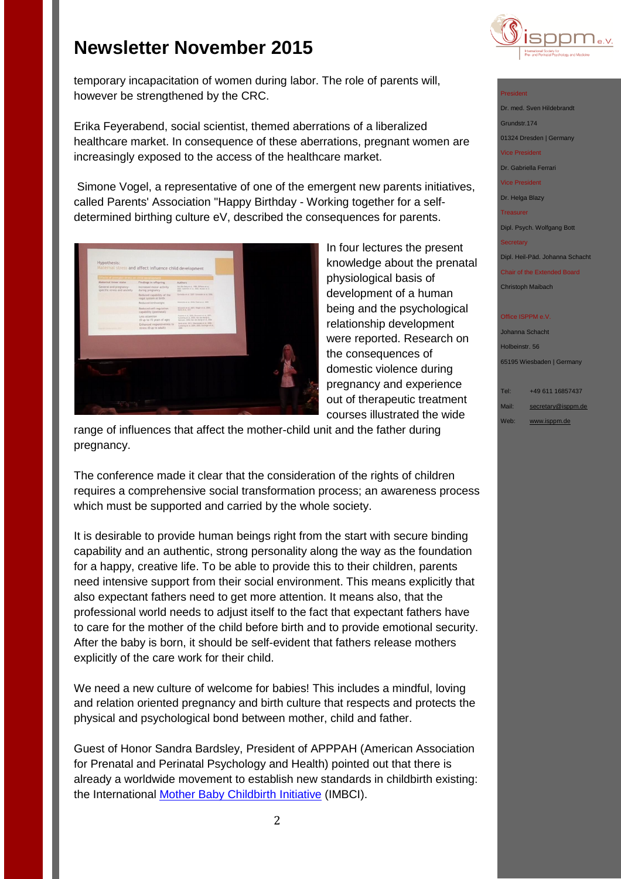temporary incapacitation of women during labor. The role of parents will, however be strengthened by the CRC.

Erika Feyerabend, social scientist, themed aberrations of a liberalized healthcare market. In consequence of these aberrations, pregnant women are increasingly exposed to the access of the healthcare market.

Simone Vogel, a representative of one of the emergent new parents initiatives, called Parents' Association "Happy Birthday - Working together for a self-determined birthing culture eV, described the consequences for parents.

In four lectures the present knowledge about the prenatal physiological basis of development of a human being and the psychological relationship development were reported. Research on the consequences of domestic violence during pregnancy and experience out of therapeutic treatment courses illustrated the wide range of influences that affect the mother-child unit and the father during pregnancy.

The conference made it clear that the consideration of the rights of children requires a comprehensive social transformation process; an awareness process which must be supported and carried by the whole society.

It is desirable to provide human beings right from the start with secure binding capability and an authentic, strong personality along the way as the foundation for a happy, creative life. To be able to provide this to their children, parents need intensive support from their social environment. This means explicitly that also expectant fathers need to get more attention. It means also, that the professional world needs to adjust itself to the fact that expectant fathers have to care for the mother of the child before birth and to provide emotional security. After the baby is born, it should be self-evident that fathers release mothers explicitly of the care work for their child.

We need a new culture of welcome for babies! This includes a mindful, loving and relation oriented pregnancy and birth culture that respects and protects the physical and psychological bond between mother, child and father.

Guest of Honor Sandra Bardsley, President of APPPAH (American Association for Prenatal and Perinatal Psychology and Health) pointed out that there is already a worldwide movement to establish new standards in childbirth existing: the International Mother Baby Childbirth Initiative (IMBCI).

President
Dr. med. Sven Hildebrandt
Grundstr.174
01324 Dresden | Germany

Vice President
Dr. Gabriella Ferrari

Vice President
Dr. Helga Blazy

Treasurer
Dipl. Psych. Wolfgang Bott

Secretary
Dipl. Heil-Päd. Johanna Schacht

Chair of the Extended Board
Christoph Maibach

Office ISPPM e.V.
Johanna Schacht
Holbeinstr. 56
65195 Wiesbaden | Germany

Tel: +49 611 16857437
Mail: secretary@isppm.de
Web: www.isppm.de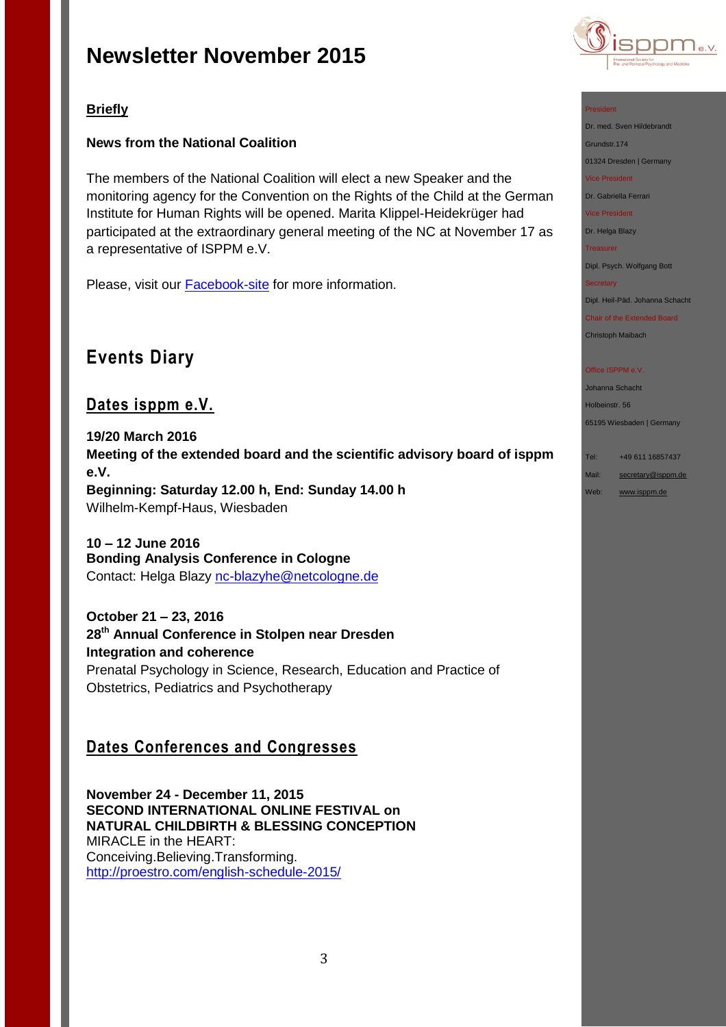# Newsletter November 2015

**Briefly**

**News from the National Coalition**

The members of the National Coalition will elect a new Speaker and the monitoring agency for the Convention on the Rights of the Child at the German Institute for Human Rights will be opened. Marita Klippel-Heidekrüger had participated at the extraordinary general meeting of the NC at November 17 as a representative of ISPPM e.V.

Please, visit our Facebook-site for more information.

## Events Diary

### Dates isppm e.V.

**19/20 March 2016**
**Meeting of the extended board and the scientific advisory board of isppm e.V.**
**Beginning: Saturday 12.00 h, End: Sunday 14.00 h**
Wilhelm-Kempf-Haus, Wiesbaden

**10 – 12 June 2016**
**Bonding Analysis Conference in Cologne**
Contact: Helga Blazy nc-blazyhe@netcologne.de

**October 21 – 23, 2016**
**28th Annual Conference in Stolpen near Dresden**
**Integration and coherence**
Prenatal Psychology in Science, Research, Education and Practice of Obstetrics, Pediatrics and Psychotherapy

### Dates Conferences and Congresses

**November 24 - December 11, 2015**
**SECOND INTERNATIONAL ONLINE FESTIVAL on NATURAL CHILDBIRTH & BLESSING CONCEPTION**
MIRACLE in the HEART:
Conceiving.Believing.Transforming.
http://proestro.com/english-schedule-2015/

President
Dr. med. Sven Hildebrandt
Grundstr.174
01324 Dresden | Germany
Vice President
Dr. Gabriella Ferrari
Vice President
Dr. Helga Blazy
Treasurer
Dipl. Psych. Wolfgang Bott
Secretary
Dipl. Heil-Päd. Johanna Schacht
Chair of the Extended Board
Christoph Maibach

Office ISPPM e.V.
Johanna Schacht
Holbeinstr. 56
65195 Wiesbaden | Germany

Tel: +49 611 16857437
Mail: secretary@isppm.de
Web: www.isppm.de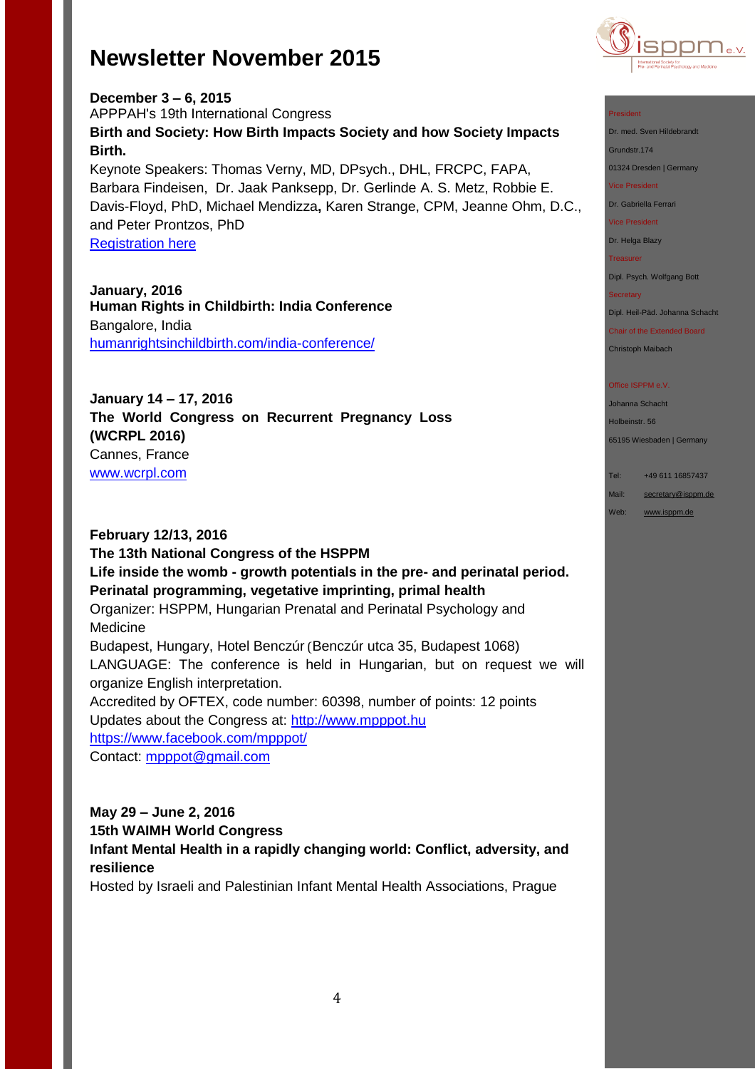# Newsletter November 2015

**December 3 – 6, 2015**
APPPAH's 19th International Congress
**Birth and Society: How Birth Impacts Society and how Society Impacts Birth.**
Keynote Speakers: Thomas Verny, MD, DPsych., DHL, FRCPC, FAPA, Barbara Findeisen, Dr. Jaak Panksepp, Dr. Gerlinde A. S. Metz, Robbie E. Davis-Floyd, PhD, Michael Mendizza**,** Karen Strange, CPM, Jeanne Ohm, D.C., and Peter Prontzos, PhD
[Registration here]

**January, 2016**
**Human Rights in Childbirth: India Conference**
Bangalore, India
humanrightsinchildbirth.com/india-conference/

**January 14 – 17, 2016**
**The World Congress on Recurrent Pregnancy Loss (WCRPL 2016)**
Cannes, France
www.wcrpl.com

**February 12/13, 2016**
**The 13th National Congress of the HSPPM**
**Life inside the womb - growth potentials in the pre- and perinatal period. Perinatal programming, vegetative imprinting, primal health**
Organizer: HSPPM, Hungarian Prenatal and Perinatal Psychology and Medicine
Budapest, Hungary, Hotel Benczúr (Benczúr utca 35, Budapest 1068)
LANGUAGE: The conference is held in Hungarian, but on request we will organize English interpretation.
Accredited by OFTEX, code number: 60398, number of points: 12 points
Updates about the Congress at: http://www.mpppot.hu
https://www.facebook.com/mpppot/
Contact: mpppot@gmail.com

**May 29 – June 2, 2016**
**15th WAIMH World Congress**
**Infant Mental Health in a rapidly changing world: Conflict, adversity, and resilience**
Hosted by Israeli and Palestinian Infant Mental Health Associations, Prague

President
Dr. med. Sven Hildebrandt
Grundstr.174
01324 Dresden | Germany
Vice President
Dr. Gabriella Ferrari
Vice President
Dr. Helga Blazy
Treasurer
Dipl. Psych. Wolfgang Bott
Secretary
Dipl. Heil-Päd. Johanna Schacht
Chair of the Extended Board
Christoph Maibach

Office ISPPM e.V.
Johanna Schacht
Holbeinstr. 56
65195 Wiesbaden | Germany

Tel: +49 611 16857437
Mail: secretary@isppm.de
Web: www.isppm.de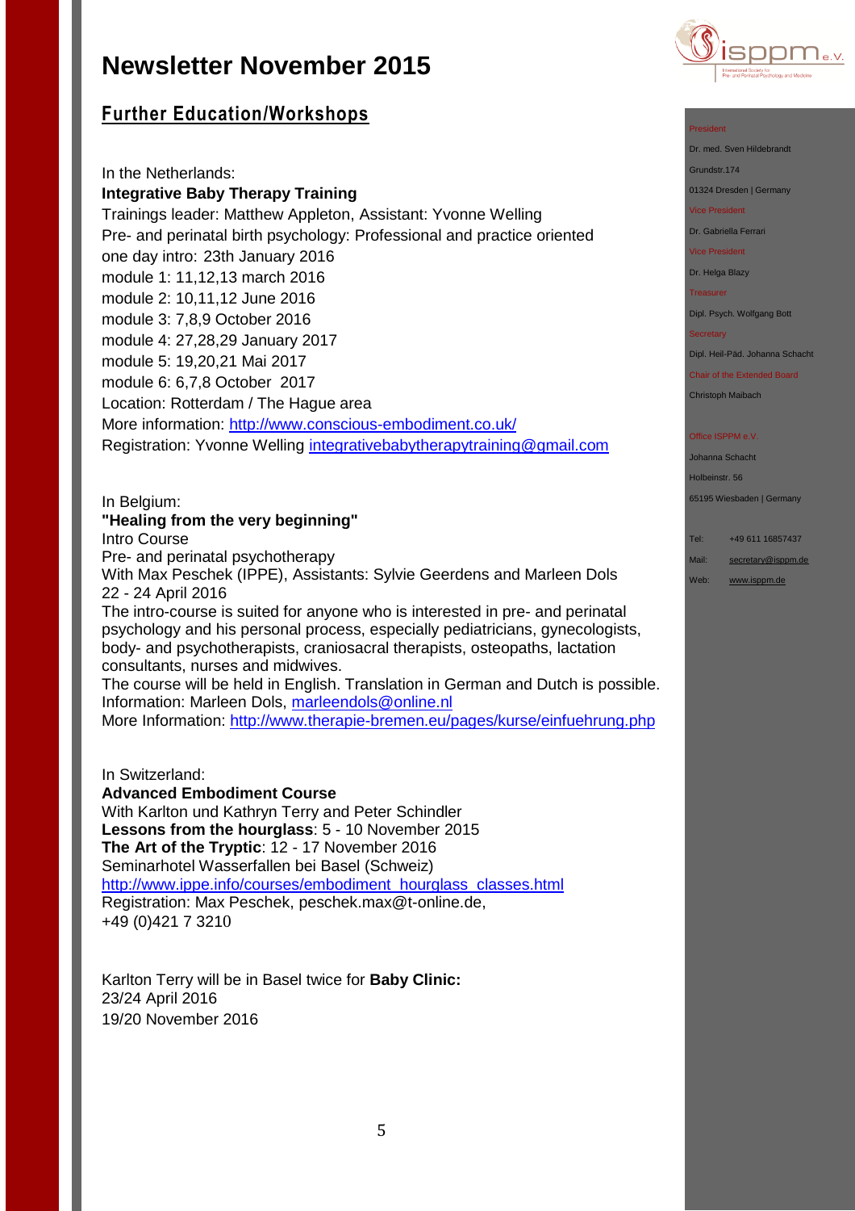# Newsletter November 2015

## Further Education/Workshops

In the Netherlands:
**Integrative Baby Therapy Training**
Trainings leader: Matthew Appleton, Assistant: Yvonne Welling
Pre- and perinatal birth psychology: Professional and practice oriented
one day intro: 23th January 2016
module 1: 11,12,13 march 2016
module 2: 10,11,12 June 2016
module 3: 7,8,9 October 2016
module 4: 27,28,29 January 2017
module 5: 19,20,21 Mai 2017
module 6: 6,7,8 October 2017
Location: Rotterdam / The Hague area
More information: http://www.conscious-embodiment.co.uk/
Registration: Yvonne Welling integrativebabytherapytraining@gmail.com

In Belgium:
**"Healing from the very beginning"**
Intro Course
Pre- and perinatal psychotherapy
With Max Peschek (IPPE), Assistants: Sylvie Geerdens and Marleen Dols
22 - 24 April 2016
The intro-course is suited for anyone who is interested in pre- and perinatal psychology and his personal process, especially pediatricians, gynecologists, body- and psychotherapists, craniosacral therapists, osteopaths, lactation consultants, nurses and midwives.
The course will be held in English. Translation in German and Dutch is possible.
Information: Marleen Dols, marleendols@online.nl
More Information: http://www.therapie-bremen.eu/pages/kurse/einfuehrung.php

In Switzerland:
**Advanced Embodiment Course**
With Karlton und Kathryn Terry and Peter Schindler
**Lessons from the hourglass**: 5 - 10 November 2015
**The Art of the Tryptic**: 12 - 17 November 2016
Seminarhotel Wasserfallen bei Basel (Schweiz)
http://www.ippe.info/courses/embodiment_hourglass_classes.html
Registration: Max Peschek, peschek.max@t-online.de,
+49 (0)421 7 3210

Karlton Terry will be in Basel twice for **Baby Clinic:**
23/24 April 2016
19/20 November 2016

President
Dr. med. Sven Hildebrandt
Grundstr.174
01324 Dresden | Germany

Vice President
Dr. Gabriella Ferrari

Vice President
Dr. Helga Blazy

Treasurer
Dipl. Psych. Wolfgang Bott

Secretary
Dipl. Heil-Päd. Johanna Schacht

Chair of the Extended Board
Christoph Maibach

Office ISPPM e.V.
Johanna Schacht
Holbeinstr. 56
65195 Wiesbaden | Germany

Tel: +49 611 16857437
Mail: secretary@isppm.de
Web: www.isppm.de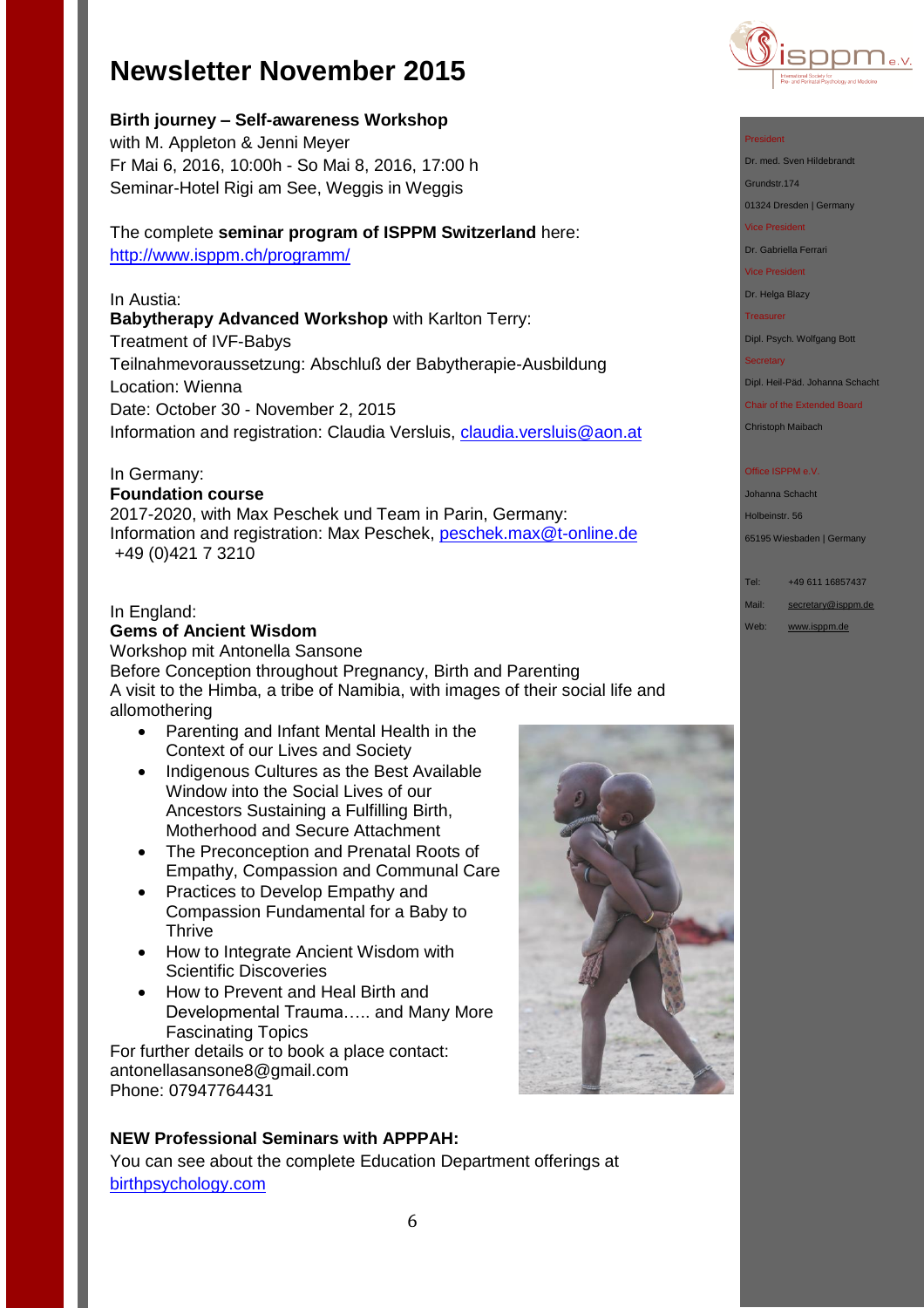# Newsletter November 2015

**Birth journey – Self-awareness Workshop**
with M. Appleton & Jenni Meyer
Fr Mai 6, 2016, 10:00h - So Mai 8, 2016, 17:00 h
Seminar-Hotel Rigi am See, Weggis in Weggis

The complete **seminar program of ISPPM Switzerland** here:
http://www.isppm.ch/programm/

In Austia:
**Babytherapy Advanced Workshop** with Karlton Terry:
Treatment of IVF-Babys
Teilnahmevoraussetzung: Abschluß der Babytherapie-Ausbildung
Location: Wienna
Date: October 30 - November 2, 2015
Information and registration: Claudia Versluis, claudia.versluis@aon.at

In Germany:
**Foundation course**
2017-2020, with Max Peschek und Team in Parin, Germany:
Information and registration: Max Peschek, peschek.max@t-online.de
+49 (0)421 7 3210

In England:
**Gems of Ancient Wisdom**
Workshop mit Antonella Sansone
Before Conception throughout Pregnancy, Birth and Parenting
A visit to the Himba, a tribe of Namibia, with images of their social life and allomothering

- Parenting and Infant Mental Health in the Context of our Lives and Society
- Indigenous Cultures as the Best Available Window into the Social Lives of our Ancestors Sustaining a Fulfilling Birth, Motherhood and Secure Attachment
- The Preconception and Prenatal Roots of Empathy, Compassion and Communal Care
- Practices to Develop Empathy and Compassion Fundamental for a Baby to Thrive
- How to Integrate Ancient Wisdom with Scientific Discoveries
- How to Prevent and Heal Birth and Developmental Trauma….. and Many More Fascinating Topics

For further details or to book a place contact:
antonellasansone8@gmail.com
Phone: 07947764431

**NEW Professional Seminars with APPPAH:**
You can see about the complete Education Department offerings at
birthpsychology.com

President
Dr. med. Sven Hildebrandt
Grundstr.174
01324 Dresden | Germany
Vice President
Dr. Gabriella Ferrari
Vice President
Dr. Helga Blazy
Treasurer
Dipl. Psych. Wolfgang Bott
Secretary
Dipl. Heil-Päd. Johanna Schacht
Chair of the Extended Board
Christoph Maibach

Office ISPPM e.V.
Johanna Schacht
Holbeinstr. 56
65195 Wiesbaden | Germany

Tel: +49 611 16857437
Mail: secretary@isppm.de
Web: www.isppm.de